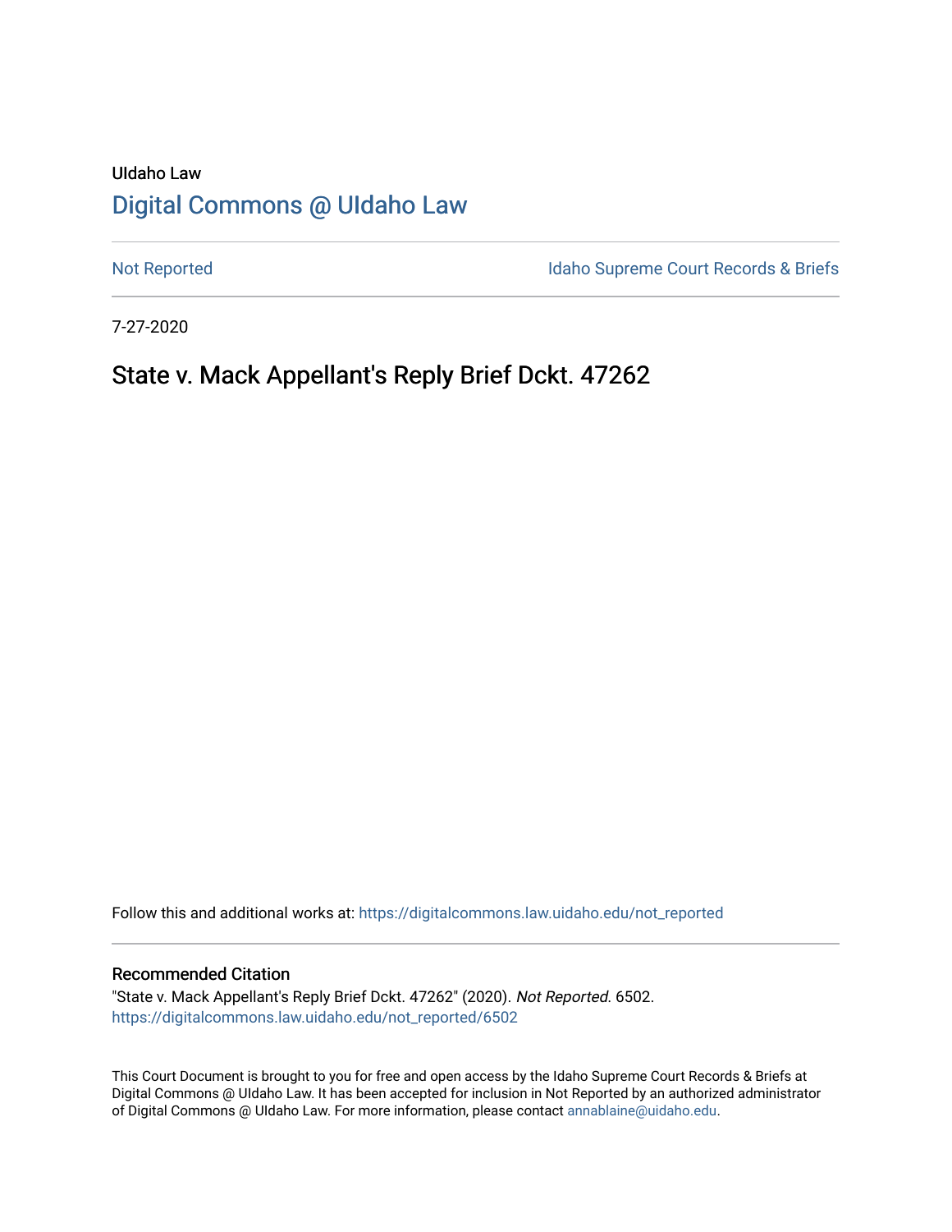UIdaho Law

# Digital Commons @ UIdaho Law

Not Reported

Idaho Supreme Court Records & Briefs

7-27-2020

## State v. Mack Appellant's Reply Brief Dckt. 47262

Follow this and additional works at: https://digitalcommons.law.uidaho.edu/not_reported

### Recommended Citation

"State v. Mack Appellant's Reply Brief Dckt. 47262" (2020). *Not Reported.* 6502.
https://digitalcommons.law.uidaho.edu/not_reported/6502

This Court Document is brought to you for free and open access by the Idaho Supreme Court Records & Briefs at Digital Commons @ UIdaho Law. It has been accepted for inclusion in Not Reported by an authorized administrator of Digital Commons @ UIdaho Law. For more information, please contact annablaine@uidaho.edu.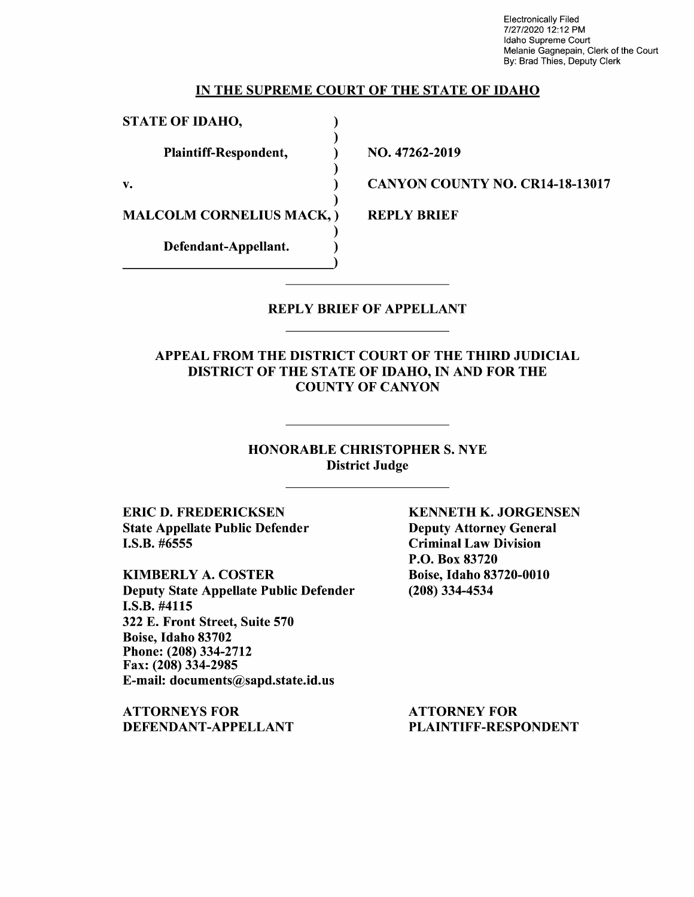Electronically Filed
7/27/2020 12:12 PM
Idaho Supreme Court
Melanie Gagnepain, Clerk of the Court
By: Brad Thies, Deputy Clerk

## IN THE SUPREME COURT OF THE STATE OF IDAHO

| | | |
|---|---|---|
| **STATE OF IDAHO,** | ) | |
| **Plaintiff-Respondent,** | ) | **NO. 47262-2019** |
| **v.** | ) | **CANYON COUNTY NO. CR14-18-13017** |
| **MALCOLM CORNELIUS MACK,** | ) | **REPLY BRIEF** |
| **Defendant-Appellant.** | ) | |

## REPLY BRIEF OF APPELLANT

### APPEAL FROM THE DISTRICT COURT OF THE THIRD JUDICIAL DISTRICT OF THE STATE OF IDAHO, IN AND FOR THE COUNTY OF CANYON

### HONORABLE CHRISTOPHER S. NYE
**District Judge**

**ERIC D. FREDERICKSEN**
**State Appellate Public Defender**
**I.S.B. #6555**

**KIMBERLY A. COSTER**
**Deputy State Appellate Public Defender**
**I.S.B. #4115**
**322 E. Front Street, Suite 570**
**Boise, Idaho 83702**
**Phone: (208) 334-2712**
**Fax: (208) 334-2985**
**E-mail: documents@sapd.state.id.us**

**ATTORNEYS FOR DEFENDANT-APPELLANT**

**KENNETH K. JORGENSEN**
**Deputy Attorney General**
**Criminal Law Division**
**P.O. Box 83720**
**Boise, Idaho 83720-0010**
**(208) 334-4534**

**ATTORNEY FOR PLAINTIFF-RESPONDENT**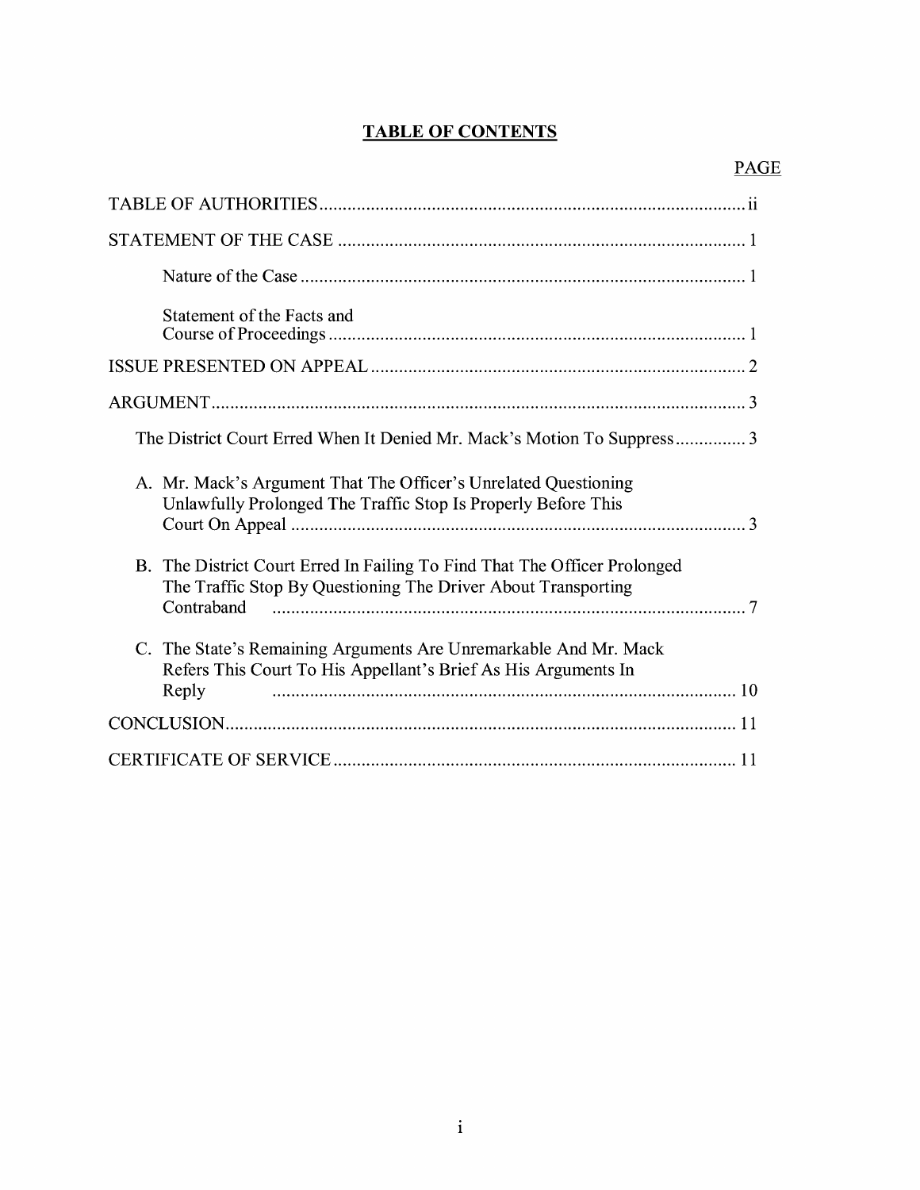# TABLE OF CONTENTS

| | PAGE |
|---|---|
| TABLE OF AUTHORITIES | ii |
| STATEMENT OF THE CASE | 1 |
| Nature of the Case | 1 |
| Statement of the Facts and Course of Proceedings | 1 |
| ISSUE PRESENTED ON APPEAL | 2 |
| ARGUMENT | 3 |
| The District Court Erred When It Denied Mr. Mack's Motion To Suppress | 3 |
| A. Mr. Mack's Argument That The Officer's Unrelated Questioning Unlawfully Prolonged The Traffic Stop Is Properly Before This Court On Appeal | 3 |
| B. The District Court Erred In Failing To Find That The Officer Prolonged The Traffic Stop By Questioning The Driver About Transporting Contraband | 7 |
| C. The State's Remaining Arguments Are Unremarkable And Mr. Mack Refers This Court To His Appellant's Brief As His Arguments In Reply | 10 |
| CONCLUSION | 11 |
| CERTIFICATE OF SERVICE | 11 |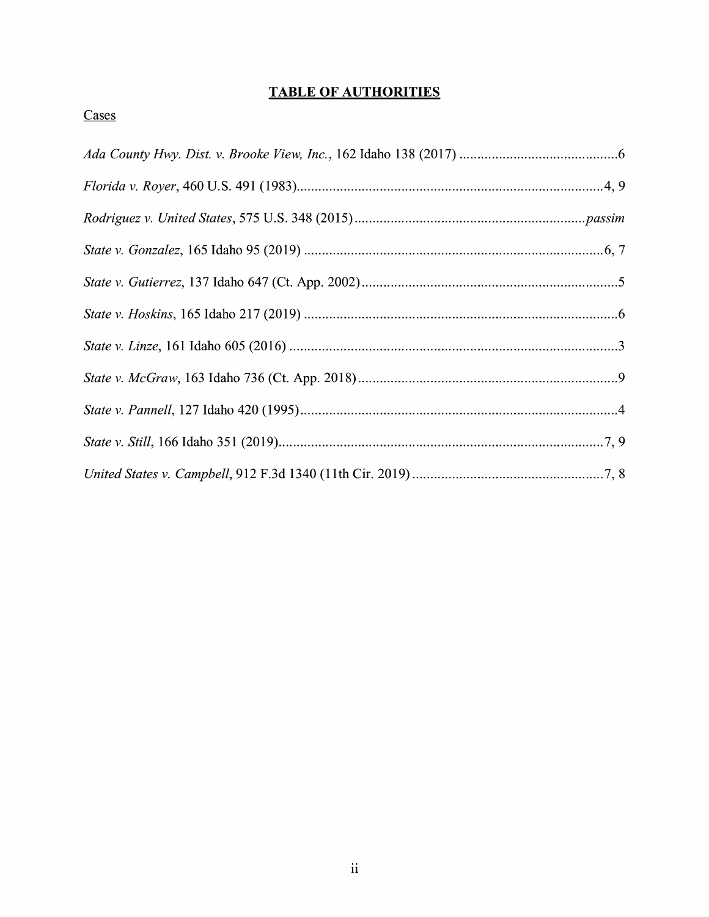# **TABLE OF AUTHORITIES**

Cases

*Ada County Hwy. Dist. v. Brooke View, Inc.*, 162 Idaho 138 (2017) ............................................6

*Florida v. Royer*, 460 U.S. 491 (1983).....................................................................................4, 9

*Rodriguez v. United States*, 575 U.S. 348 (2015) ...............................................................*passim*

*State v. Gonzalez*, 165 Idaho 95 (2019) ...................................................................................6, 7

*State v. Gutierrez*, 137 Idaho 647 (Ct. App. 2002).......................................................................5

*State v. Hoskins*, 165 Idaho 217 (2019) .......................................................................................6

*State v. Linze*, 161 Idaho 605 (2016) ...........................................................................................3

*State v. McGraw*, 163 Idaho 736 (Ct. App. 2018) ........................................................................9

*State v. Pannell*, 127 Idaho 420 (1995)........................................................................................4

*State v. Still*, 166 Idaho 351 (2019)..........................................................................................7, 9

*United States v. Campbell*, 912 F.3d 1340 (11th Cir. 2019) .....................................................7, 8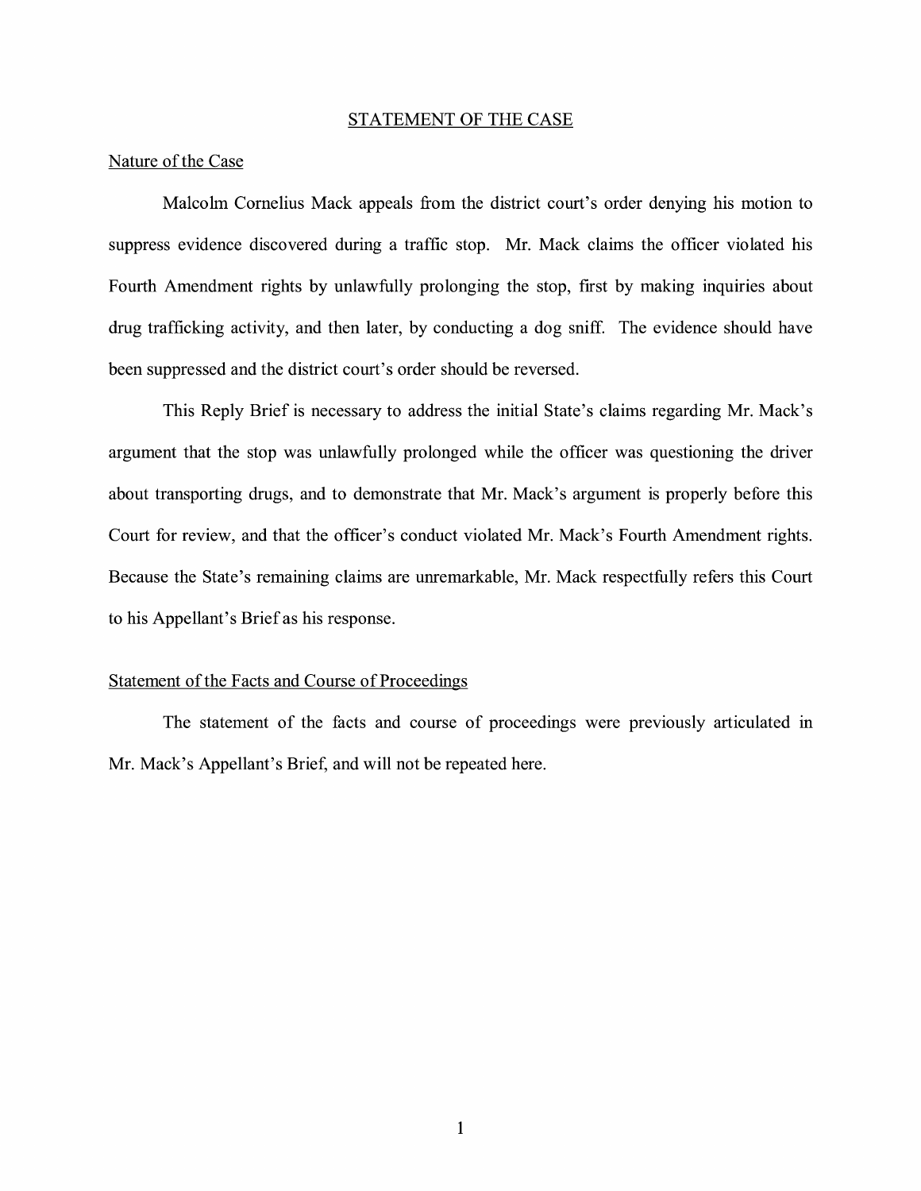## STATEMENT OF THE CASE

### Nature of the Case

Malcolm Cornelius Mack appeals from the district court's order denying his motion to suppress evidence discovered during a traffic stop. Mr. Mack claims the officer violated his Fourth Amendment rights by unlawfully prolonging the stop, first by making inquiries about drug trafficking activity, and then later, by conducting a dog sniff. The evidence should have been suppressed and the district court's order should be reversed.

This Reply Brief is necessary to address the initial State's claims regarding Mr. Mack's argument that the stop was unlawfully prolonged while the officer was questioning the driver about transporting drugs, and to demonstrate that Mr. Mack's argument is properly before this Court for review, and that the officer's conduct violated Mr. Mack's Fourth Amendment rights. Because the State's remaining claims are unremarkable, Mr. Mack respectfully refers this Court to his Appellant's Brief as his response.

### Statement of the Facts and Course of Proceedings

The statement of the facts and course of proceedings were previously articulated in Mr. Mack's Appellant's Brief, and will not be repeated here.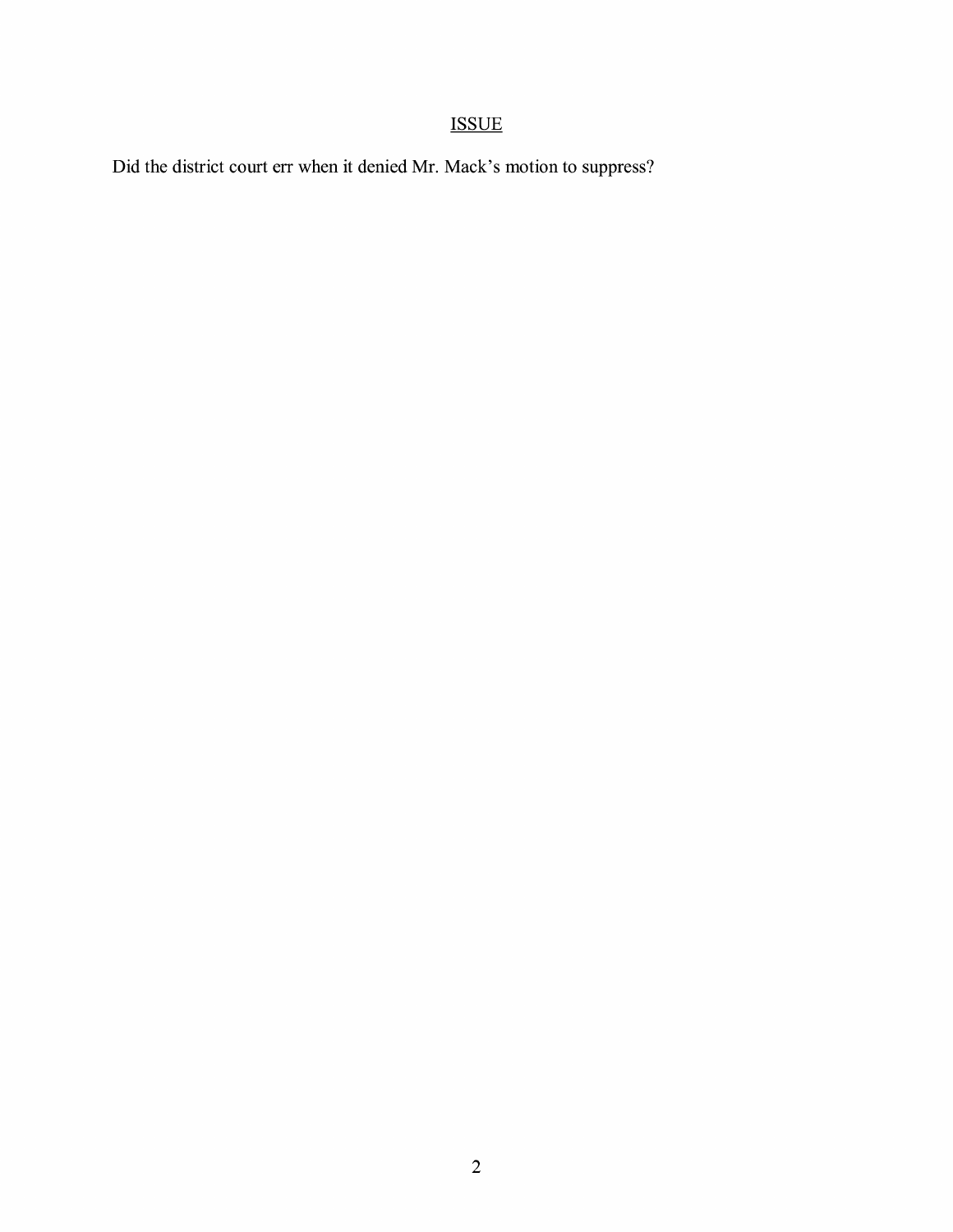## ISSUE

Did the district court err when it denied Mr. Mack's motion to suppress?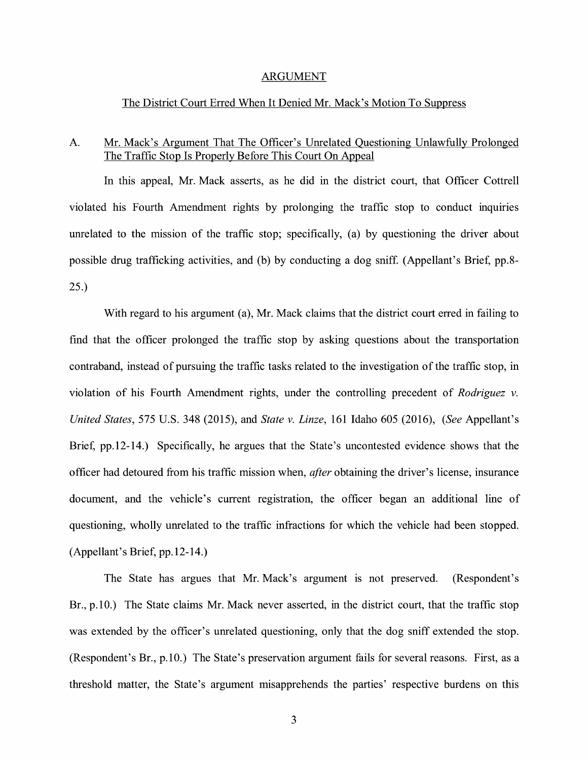## ARGUMENT

### The District Court Erred When It Denied Mr. Mack's Motion To Suppress

A. Mr. Mack's Argument That The Officer's Unrelated Questioning Unlawfully Prolonged The Traffic Stop Is Properly Before This Court On Appeal

In this appeal, Mr. Mack asserts, as he did in the district court, that Officer Cottrell violated his Fourth Amendment rights by prolonging the traffic stop to conduct inquiries unrelated to the mission of the traffic stop; specifically, (a) by questioning the driver about possible drug trafficking activities, and (b) by conducting a dog sniff. (Appellant's Brief, pp.8-25.)

With regard to his argument (a), Mr. Mack claims that the district court erred in failing to find that the officer prolonged the traffic stop by asking questions about the transportation contraband, instead of pursuing the traffic tasks related to the investigation of the traffic stop, in violation of his Fourth Amendment rights, under the controlling precedent of *Rodriguez v. United States*, 575 U.S. 348 (2015), and *State v. Linze*, 161 Idaho 605 (2016), (*See* Appellant's Brief, pp.12-14.) Specifically, he argues that the State's uncontested evidence shows that the officer had detoured from his traffic mission when, *after* obtaining the driver's license, insurance document, and the vehicle's current registration, the officer began an additional line of questioning, wholly unrelated to the traffic infractions for which the vehicle had been stopped. (Appellant's Brief, pp.12-14.)

The State has argues that Mr. Mack's argument is not preserved. (Respondent's Br., p.10.) The State claims Mr. Mack never asserted, in the district court, that the traffic stop was extended by the officer's unrelated questioning, only that the dog sniff extended the stop. (Respondent's Br., p.10.) The State's preservation argument fails for several reasons. First, as a threshold matter, the State's argument misapprehends the parties' respective burdens on this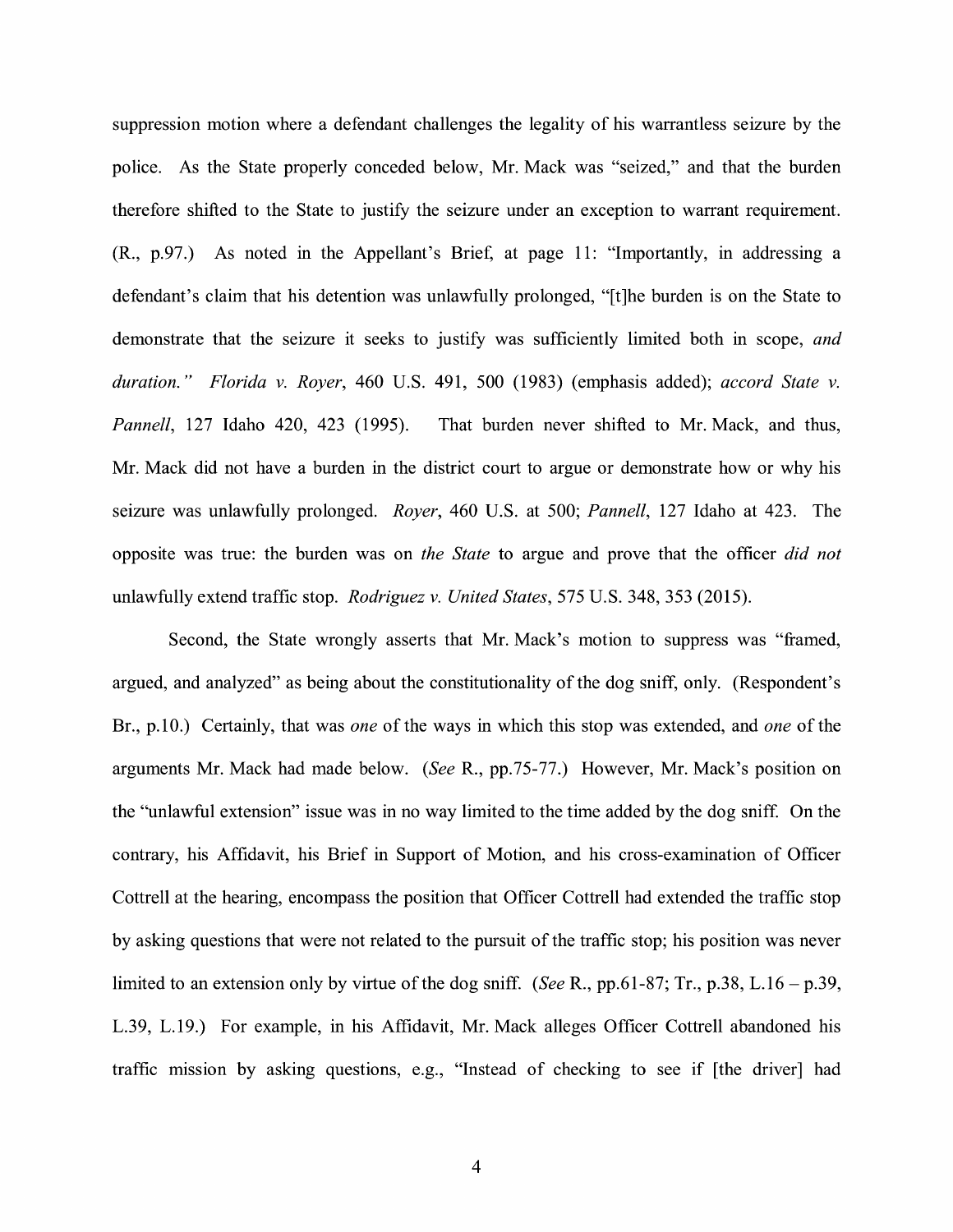suppression motion where a defendant challenges the legality of his warrantless seizure by the police. As the State properly conceded below, Mr. Mack was "seized," and that the burden therefore shifted to the State to justify the seizure under an exception to warrant requirement. (R., p.97.) As noted in the Appellant's Brief, at page 11: "Importantly, in addressing a defendant's claim that his detention was unlawfully prolonged, "[t]he burden is on the State to demonstrate that the seizure it seeks to justify was sufficiently limited both in scope, *and duration." Florida v. Royer*, 460 U.S. 491, 500 (1983) (emphasis added); *accord State v. Pannell*, 127 Idaho 420, 423 (1995). That burden never shifted to Mr. Mack, and thus, Mr. Mack did not have a burden in the district court to argue or demonstrate how or why his seizure was unlawfully prolonged. *Royer*, 460 U.S. at 500; *Pannell*, 127 Idaho at 423. The opposite was true: the burden was on *the State* to argue and prove that the officer *did not* unlawfully extend traffic stop. *Rodriguez v. United States*, 575 U.S. 348, 353 (2015).

Second, the State wrongly asserts that Mr. Mack's motion to suppress was "framed, argued, and analyzed" as being about the constitutionality of the dog sniff, only. (Respondent's Br., p.10.) Certainly, that was *one* of the ways in which this stop was extended, and *one* of the arguments Mr. Mack had made below. (*See* R., pp.75-77.) However, Mr. Mack's position on the "unlawful extension" issue was in no way limited to the time added by the dog sniff. On the contrary, his Affidavit, his Brief in Support of Motion, and his cross-examination of Officer Cottrell at the hearing, encompass the position that Officer Cottrell had extended the traffic stop by asking questions that were not related to the pursuit of the traffic stop; his position was never limited to an extension only by virtue of the dog sniff. (*See* R., pp.61-87; Tr., p.38, L.16 – p.39, L.39, L.19.) For example, in his Affidavit, Mr. Mack alleges Officer Cottrell abandoned his traffic mission by asking questions, e.g., "Instead of checking to see if [the driver] had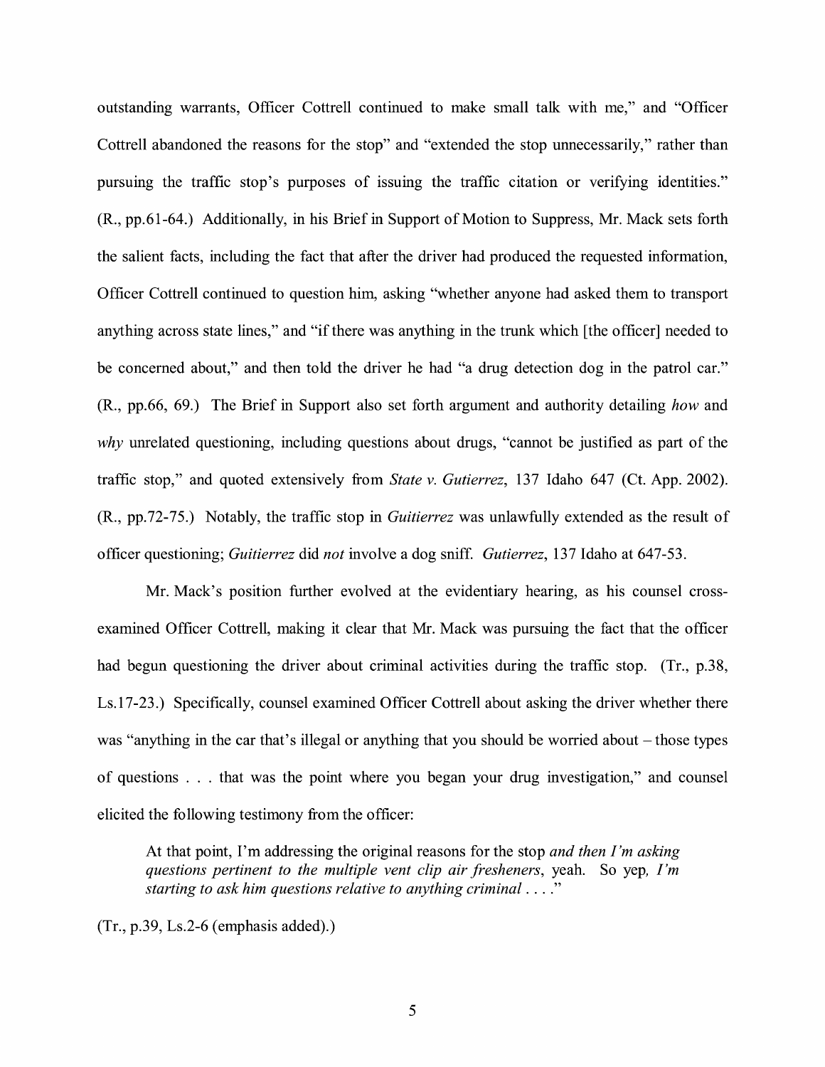outstanding warrants, Officer Cottrell continued to make small talk with me," and "Officer Cottrell abandoned the reasons for the stop" and "extended the stop unnecessarily," rather than pursuing the traffic stop's purposes of issuing the traffic citation or verifying identities." (R., pp.61-64.) Additionally, in his Brief in Support of Motion to Suppress, Mr. Mack sets forth the salient facts, including the fact that after the driver had produced the requested information, Officer Cottrell continued to question him, asking "whether anyone had asked them to transport anything across state lines," and "if there was anything in the trunk which [the officer] needed to be concerned about," and then told the driver he had "a drug detection dog in the patrol car." (R., pp.66, 69.) The Brief in Support also set forth argument and authority detailing *how* and *why* unrelated questioning, including questions about drugs, "cannot be justified as part of the traffic stop," and quoted extensively from *State v. Gutierrez*, 137 Idaho 647 (Ct. App. 2002). (R., pp.72-75.) Notably, the traffic stop in *Guitierrez* was unlawfully extended as the result of officer questioning; *Guitierrez* did *not* involve a dog sniff. *Gutierrez*, 137 Idaho at 647-53.

Mr. Mack's position further evolved at the evidentiary hearing, as his counsel cross-examined Officer Cottrell, making it clear that Mr. Mack was pursuing the fact that the officer had begun questioning the driver about criminal activities during the traffic stop. (Tr., p.38, Ls.17-23.) Specifically, counsel examined Officer Cottrell about asking the driver whether there was "anything in the car that's illegal or anything that you should be worried about – those types of questions . . . that was the point where you began your drug investigation," and counsel elicited the following testimony from the officer:

> At that point, I'm addressing the original reasons for the stop *and then I'm asking questions pertinent to the multiple vent clip air fresheners*, yeah. So yep*, I'm starting to ask him questions relative to anything criminal* . . . ."

(Tr., p.39, Ls.2-6 (emphasis added).)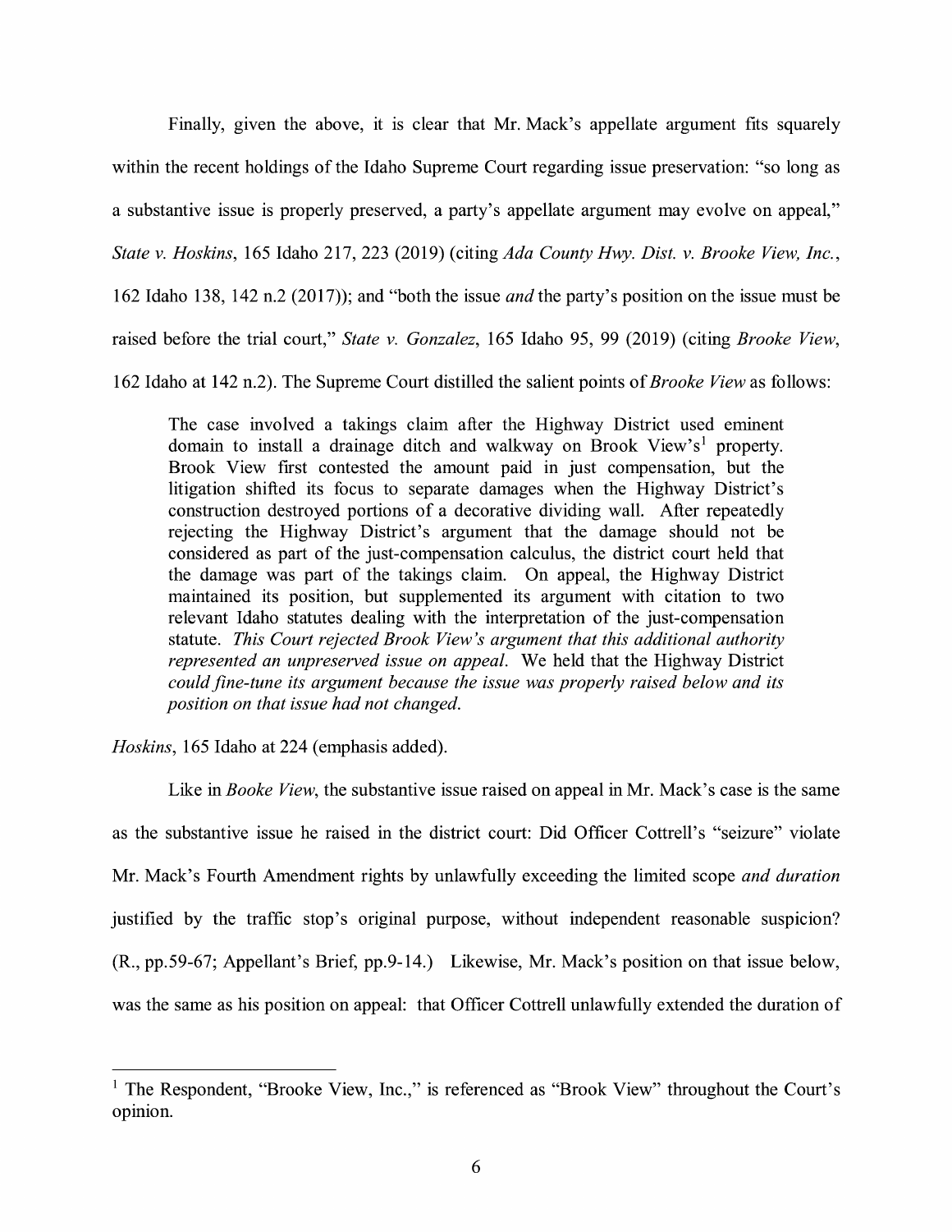Finally, given the above, it is clear that Mr. Mack's appellate argument fits squarely within the recent holdings of the Idaho Supreme Court regarding issue preservation: "so long as a substantive issue is properly preserved, a party's appellate argument may evolve on appeal," *State v. Hoskins*, 165 Idaho 217, 223 (2019) (citing *Ada County Hwy. Dist. v. Brooke View, Inc.*, 162 Idaho 138, 142 n.2 (2017)); and "both the issue *and* the party's position on the issue must be raised before the trial court," *State v. Gonzalez*, 165 Idaho 95, 99 (2019) (citing *Brooke View*, 162 Idaho at 142 n.2). The Supreme Court distilled the salient points of *Brooke View* as follows:

> The case involved a takings claim after the Highway District used eminent domain to install a drainage ditch and walkway on Brook View's[1] property. Brook View first contested the amount paid in just compensation, but the litigation shifted its focus to separate damages when the Highway District's construction destroyed portions of a decorative dividing wall. After repeatedly rejecting the Highway District's argument that the damage should not be considered as part of the just-compensation calculus, the district court held that the damage was part of the takings claim. On appeal, the Highway District maintained its position, but supplemented its argument with citation to two relevant Idaho statutes dealing with the interpretation of the just-compensation statute. *This Court rejected Brook View's argument that this additional authority represented an unpreserved issue on appeal.* We held that the Highway District *could fine-tune its argument because the issue was properly raised below and its position on that issue had not changed.*

*Hoskins*, 165 Idaho at 224 (emphasis added).

Like in *Booke View*, the substantive issue raised on appeal in Mr. Mack's case is the same as the substantive issue he raised in the district court: Did Officer Cottrell's "seizure" violate Mr. Mack's Fourth Amendment rights by unlawfully exceeding the limited scope *and duration* justified by the traffic stop's original purpose, without independent reasonable suspicion? (R., pp.59-67; Appellant's Brief, pp.9-14.) Likewise, Mr. Mack's position on that issue below, was the same as his position on appeal: that Officer Cottrell unlawfully extended the duration of

---

[1] The Respondent, "Brooke View, Inc.," is referenced as "Brook View" throughout the Court's opinion.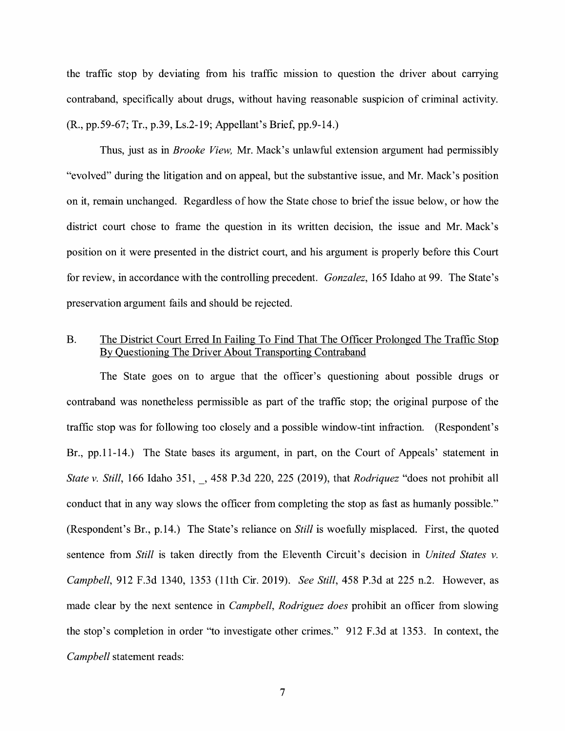the traffic stop by deviating from his traffic mission to question the driver about carrying contraband, specifically about drugs, without having reasonable suspicion of criminal activity. (R., pp.59-67; Tr., p.39, Ls.2-19; Appellant's Brief, pp.9-14.)

Thus, just as in *Brooke View,* Mr. Mack's unlawful extension argument had permissibly "evolved" during the litigation and on appeal, but the substantive issue, and Mr. Mack's position on it, remain unchanged. Regardless of how the State chose to brief the issue below, or how the district court chose to frame the question in its written decision, the issue and Mr. Mack's position on it were presented in the district court, and his argument is properly before this Court for review, in accordance with the controlling precedent. *Gonzalez*, 165 Idaho at 99. The State's preservation argument fails and should be rejected.

## B. <u>The District Court Erred In Failing To Find That The Officer Prolonged The Traffic Stop By Questioning The Driver About Transporting Contraband</u>

The State goes on to argue that the officer's questioning about possible drugs or contraband was nonetheless permissible as part of the traffic stop; the original purpose of the traffic stop was for following too closely and a possible window-tint infraction. (Respondent's Br., pp.11-14.) The State bases its argument, in part, on the Court of Appeals' statement in *State v. Still*, 166 Idaho 351, _, 458 P.3d 220, 225 (2019), that *Rodriquez* "does not prohibit all conduct that in any way slows the officer from completing the stop as fast as humanly possible." (Respondent's Br., p.14.) The State's reliance on *Still* is woefully misplaced. First, the quoted sentence from *Still* is taken directly from the Eleventh Circuit's decision in *United States v. Campbell*, 912 F.3d 1340, 1353 (11th Cir. 2019). *See Still*, 458 P.3d at 225 n.2. However, as made clear by the next sentence in *Campbell*, *Rodriguez does* prohibit an officer from slowing the stop's completion in order "to investigate other crimes." 912 F.3d at 1353. In context, the *Campbell* statement reads: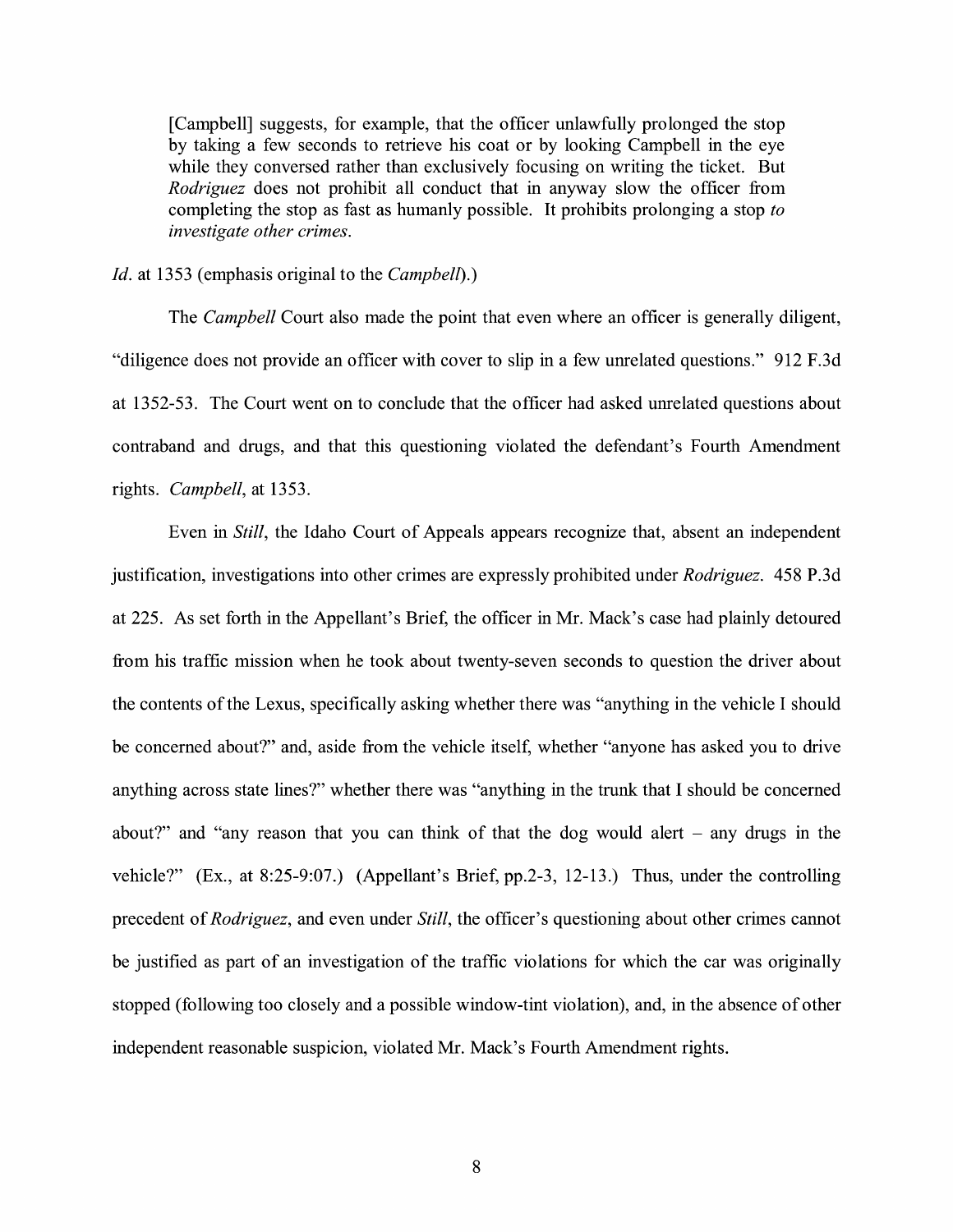> [Campbell] suggests, for example, that the officer unlawfully prolonged the stop by taking a few seconds to retrieve his coat or by looking Campbell in the eye while they conversed rather than exclusively focusing on writing the ticket. But *Rodriguez* does not prohibit all conduct that in anyway slow the officer from completing the stop as fast as humanly possible. It prohibits prolonging a stop *to investigate other crimes*.

*Id*. at 1353 (emphasis original to the *Campbell*).)

The *Campbell* Court also made the point that even where an officer is generally diligent, "diligence does not provide an officer with cover to slip in a few unrelated questions." 912 F.3d at 1352-53. The Court went on to conclude that the officer had asked unrelated questions about contraband and drugs, and that this questioning violated the defendant's Fourth Amendment rights. *Campbell*, at 1353.

Even in *Still*, the Idaho Court of Appeals appears recognize that, absent an independent justification, investigations into other crimes are expressly prohibited under *Rodriguez*. 458 P.3d at 225. As set forth in the Appellant's Brief, the officer in Mr. Mack's case had plainly detoured from his traffic mission when he took about twenty-seven seconds to question the driver about the contents of the Lexus, specifically asking whether there was "anything in the vehicle I should be concerned about?" and, aside from the vehicle itself, whether "anyone has asked you to drive anything across state lines?" whether there was "anything in the trunk that I should be concerned about?" and "any reason that you can think of that the dog would alert – any drugs in the vehicle?" (Ex., at 8:25-9:07.) (Appellant's Brief, pp.2-3, 12-13.) Thus, under the controlling precedent of *Rodriguez*, and even under *Still*, the officer's questioning about other crimes cannot be justified as part of an investigation of the traffic violations for which the car was originally stopped (following too closely and a possible window-tint violation), and, in the absence of other independent reasonable suspicion, violated Mr. Mack's Fourth Amendment rights.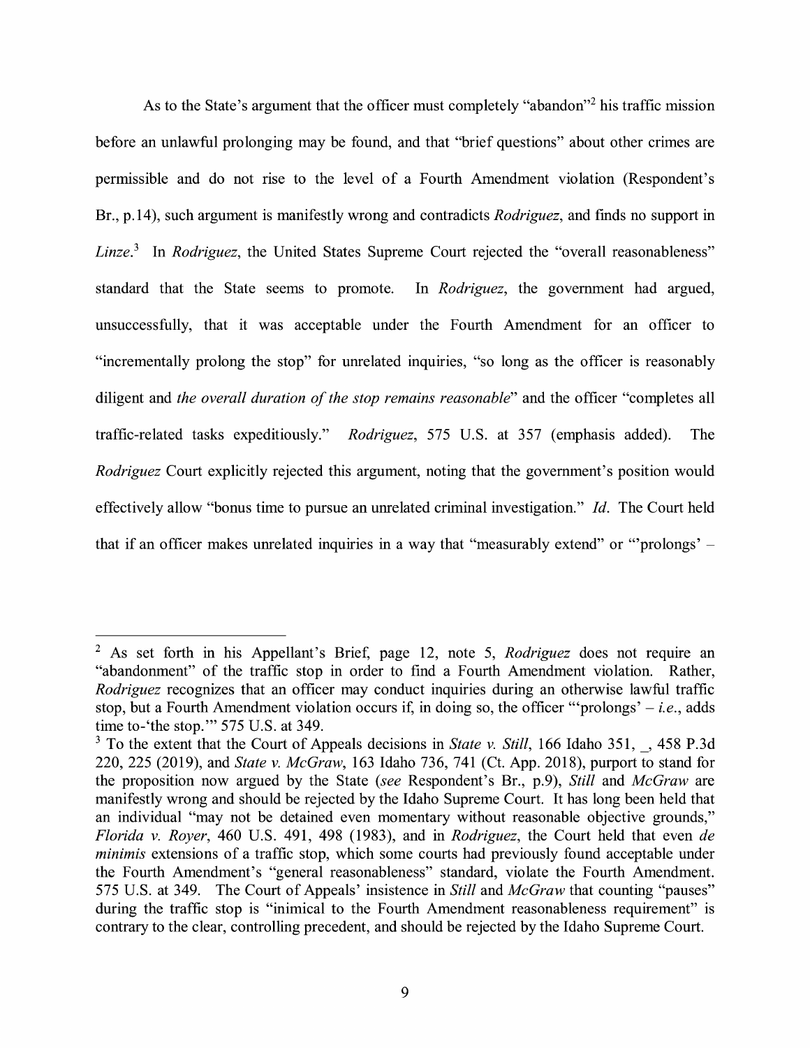As to the State's argument that the officer must completely "abandon"[2] his traffic mission before an unlawful prolonging may be found, and that "brief questions" about other crimes are permissible and do not rise to the level of a Fourth Amendment violation (Respondent's Br., p.14), such argument is manifestly wrong and contradicts *Rodriguez*, and finds no support in *Linze*.[3] In *Rodriguez*, the United States Supreme Court rejected the "overall reasonableness" standard that the State seems to promote. In *Rodriguez*, the government had argued, unsuccessfully, that it was acceptable under the Fourth Amendment for an officer to "incrementally prolong the stop" for unrelated inquiries, "so long as the officer is reasonably diligent and *the overall duration of the stop remains reasonable*" and the officer "completes all traffic-related tasks expeditiously." *Rodriguez*, 575 U.S. at 357 (emphasis added). The *Rodriguez* Court explicitly rejected this argument, noting that the government's position would effectively allow "bonus time to pursue an unrelated criminal investigation." *Id*. The Court held that if an officer makes unrelated inquiries in a way that "measurably extend" or "'prolongs' –

---

[2] As set forth in his Appellant's Brief, page 12, note 5, *Rodriguez* does not require an "abandonment" of the traffic stop in order to find a Fourth Amendment violation. Rather, *Rodriguez* recognizes that an officer may conduct inquiries during an otherwise lawful traffic stop, but a Fourth Amendment violation occurs if, in doing so, the officer "'prolongs' – *i.e.*, adds time to-'the stop.'" 575 U.S. at 349.

[3] To the extent that the Court of Appeals decisions in *State v. Still*, 166 Idaho 351, _, 458 P.3d 220, 225 (2019), and *State v. McGraw*, 163 Idaho 736, 741 (Ct. App. 2018), purport to stand for the proposition now argued by the State (*see* Respondent's Br., p.9), *Still* and *McGraw* are manifestly wrong and should be rejected by the Idaho Supreme Court. It has long been held that an individual "may not be detained even momentary without reasonable objective grounds," *Florida v. Royer*, 460 U.S. 491, 498 (1983), and in *Rodriguez*, the Court held that even *de minimis* extensions of a traffic stop, which some courts had previously found acceptable under the Fourth Amendment's "general reasonableness" standard, violate the Fourth Amendment. 575 U.S. at 349. The Court of Appeals' insistence in *Still* and *McGraw* that counting "pauses" during the traffic stop is "inimical to the Fourth Amendment reasonableness requirement" is contrary to the clear, controlling precedent, and should be rejected by the Idaho Supreme Court.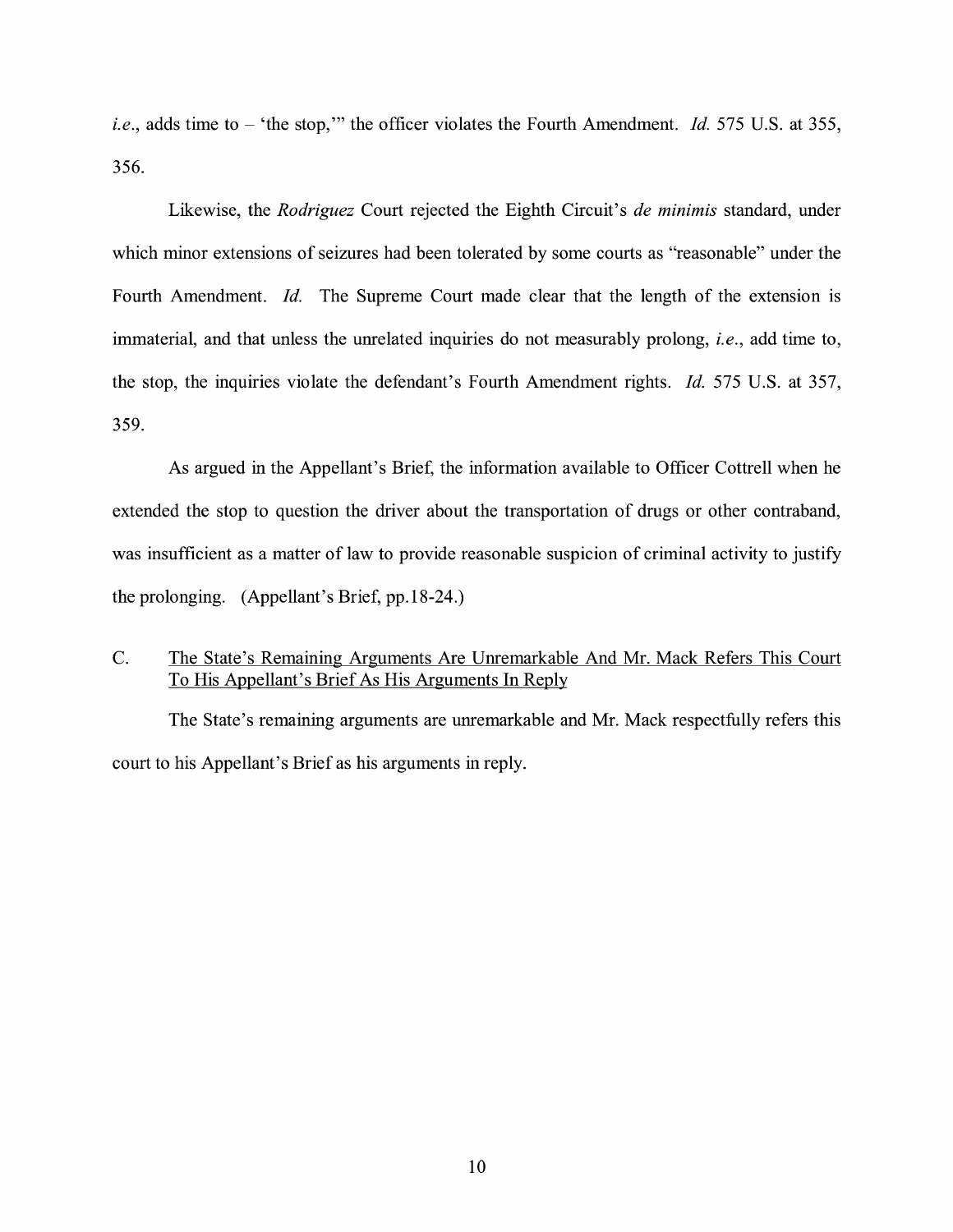*i.e.*, adds time to – 'the stop,'" the officer violates the Fourth Amendment. *Id.* 575 U.S. at 355, 356.

Likewise, the *Rodriguez* Court rejected the Eighth Circuit's *de minimis* standard, under which minor extensions of seizures had been tolerated by some courts as "reasonable" under the Fourth Amendment. *Id.* The Supreme Court made clear that the length of the extension is immaterial, and that unless the unrelated inquiries do not measurably prolong, *i.e.*, add time to, the stop, the inquiries violate the defendant's Fourth Amendment rights. *Id.* 575 U.S. at 357, 359.

As argued in the Appellant's Brief, the information available to Officer Cottrell when he extended the stop to question the driver about the transportation of drugs or other contraband, was insufficient as a matter of law to provide reasonable suspicion of criminal activity to justify the prolonging. (Appellant's Brief, pp.18-24.)

C. <u>The State's Remaining Arguments Are Unremarkable And Mr. Mack Refers This Court To His Appellant's Brief As His Arguments In Reply</u>

The State's remaining arguments are unremarkable and Mr. Mack respectfully refers this court to his Appellant's Brief as his arguments in reply.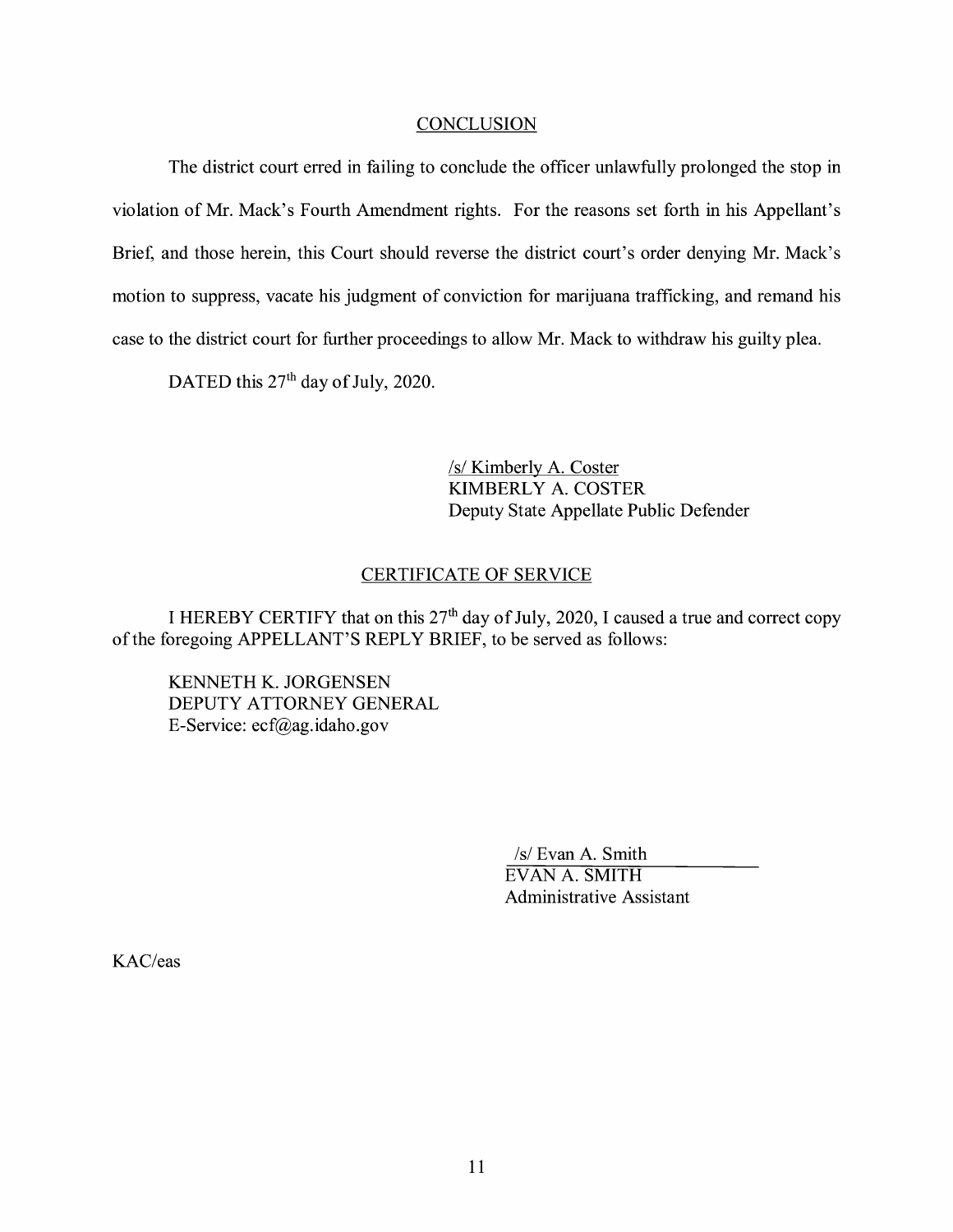## CONCLUSION

The district court erred in failing to conclude the officer unlawfully prolonged the stop in violation of Mr. Mack's Fourth Amendment rights. For the reasons set forth in his Appellant's Brief, and those herein, this Court should reverse the district court's order denying Mr. Mack's motion to suppress, vacate his judgment of conviction for marijuana trafficking, and remand his case to the district court for further proceedings to allow Mr. Mack to withdraw his guilty plea.

DATED this 27th day of July, 2020.

/s/ Kimberly A. Coster
KIMBERLY A. COSTER
Deputy State Appellate Public Defender

## CERTIFICATE OF SERVICE

I HEREBY CERTIFY that on this 27th day of July, 2020, I caused a true and correct copy of the foregoing APPELLANT'S REPLY BRIEF, to be served as follows:

KENNETH K. JORGENSEN
DEPUTY ATTORNEY GENERAL
E-Service: ecf@ag.idaho.gov

/s/ Evan A. Smith
EVAN A. SMITH
Administrative Assistant

KAC/eas